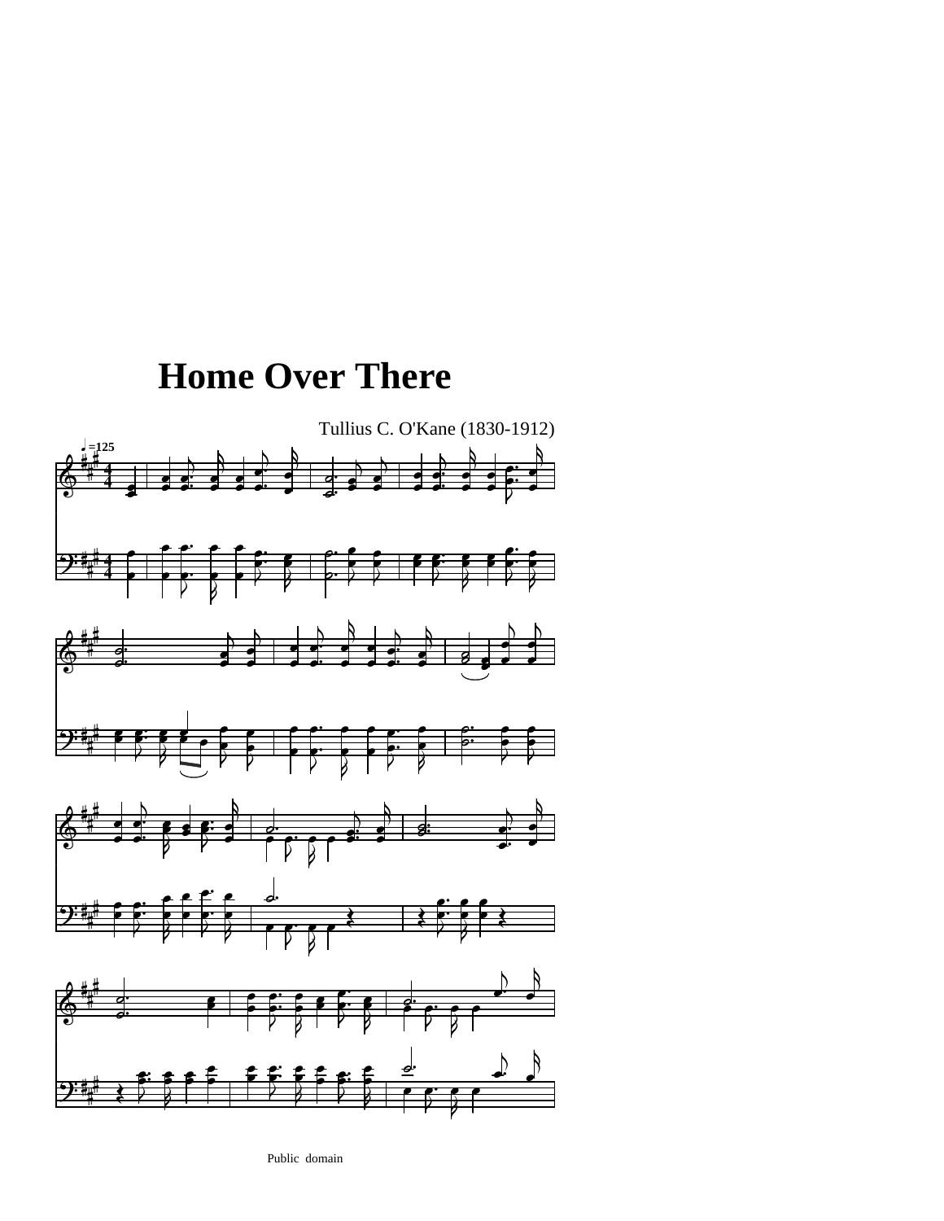# Home Over There

Tullius C. O'Kane (1830-1912)

♩=125

Public domain